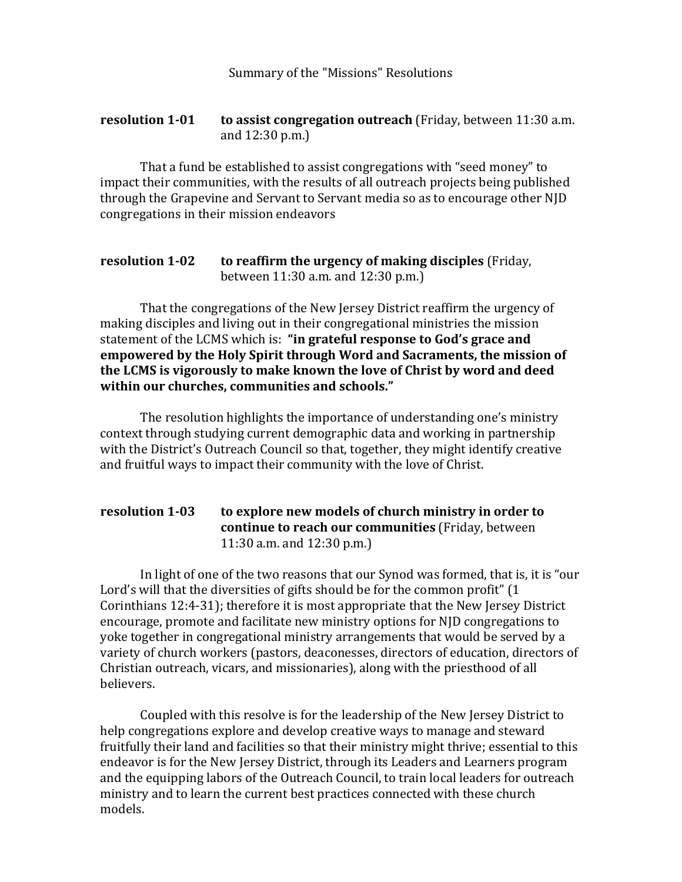# Summary of the "Missions" Resolutions

**resolution 1-01** **to assist congregation outreach** (Friday, between 11:30 a.m. and 12:30 p.m.)

That a fund be established to assist congregations with "seed money" to impact their communities, with the results of all outreach projects being published through the Grapevine and Servant to Servant media so as to encourage other NJD congregations in their mission endeavors

**resolution 1-02** **to reaffirm the urgency of making disciples** (Friday, between 11:30 a.m. and 12:30 p.m.)

That the congregations of the New Jersey District reaffirm the urgency of making disciples and living out in their congregational ministries the mission statement of the LCMS which is: **"in grateful response to God's grace and empowered by the Holy Spirit through Word and Sacraments, the mission of the LCMS is vigorously to make known the love of Christ by word and deed within our churches, communities and schools."**

The resolution highlights the importance of understanding one's ministry context through studying current demographic data and working in partnership with the District's Outreach Council so that, together, they might identify creative and fruitful ways to impact their community with the love of Christ.

**resolution 1-03** **to explore new models of church ministry in order to continue to reach our communities** (Friday, between 11:30 a.m. and 12:30 p.m.)

In light of one of the two reasons that our Synod was formed, that is, it is "our Lord's will that the diversities of gifts should be for the common profit" (1 Corinthians 12:4-31); therefore it is most appropriate that the New Jersey District encourage, promote and facilitate new ministry options for NJD congregations to yoke together in congregational ministry arrangements that would be served by a variety of church workers (pastors, deaconesses, directors of education, directors of Christian outreach, vicars, and missionaries), along with the priesthood of all believers.

Coupled with this resolve is for the leadership of the New Jersey District to help congregations explore and develop creative ways to manage and steward fruitfully their land and facilities so that their ministry might thrive; essential to this endeavor is for the New Jersey District, through its Leaders and Learners program and the equipping labors of the Outreach Council, to train local leaders for outreach ministry and to learn the current best practices connected with these church models.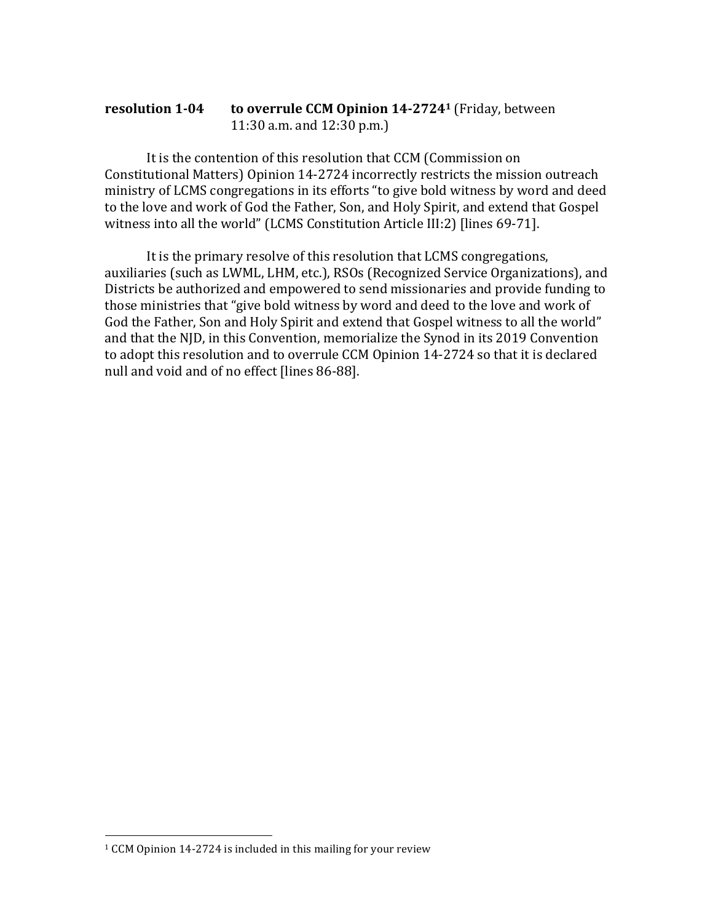**resolution 1-04 to overrule CCM Opinion 14-2724**[1] (Friday, between 11:30 a.m. and 12:30 p.m.)

It is the contention of this resolution that CCM (Commission on Constitutional Matters) Opinion 14-2724 incorrectly restricts the mission outreach ministry of LCMS congregations in its efforts "to give bold witness by word and deed to the love and work of God the Father, Son, and Holy Spirit, and extend that Gospel witness into all the world" (LCMS Constitution Article III:2) [lines 69-71].

It is the primary resolve of this resolution that LCMS congregations, auxiliaries (such as LWML, LHM, etc.), RSOs (Recognized Service Organizations), and Districts be authorized and empowered to send missionaries and provide funding to those ministries that "give bold witness by word and deed to the love and work of God the Father, Son and Holy Spirit and extend that Gospel witness to all the world" and that the NJD, in this Convention, memorialize the Synod in its 2019 Convention to adopt this resolution and to overrule CCM Opinion 14-2724 so that it is declared null and void and of no effect [lines 86-88].

[1] CCM Opinion 14-2724 is included in this mailing for your review